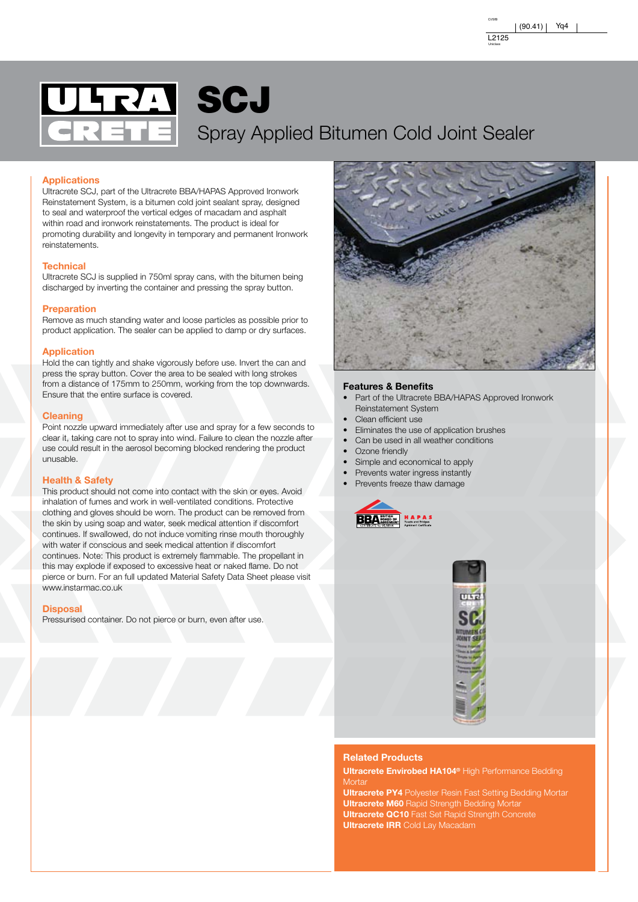CI/SfB | (90.41) | Yq4 |

L2125
Uniclass

# SCJ

## Spray Applied Bitumen Cold Joint Sealer

### Applications

Ultracrete SCJ, part of the Ultracrete BBA/HAPAS Approved Ironwork Reinstatement System, is a bitumen cold joint sealant spray, designed to seal and waterproof the vertical edges of macadam and asphalt within road and ironwork reinstatements. The product is ideal for promoting durability and longevity in temporary and permanent Ironwork reinstatements.

### Technical

Ultracrete SCJ is supplied in 750ml spray cans, with the bitumen being discharged by inverting the container and pressing the spray button.

### Preparation

Remove as much standing water and loose particles as possible prior to product application. The sealer can be applied to damp or dry surfaces.

### Application

Hold the can tightly and shake vigorously before use. Invert the can and press the spray button. Cover the area to be sealed with long strokes from a distance of 175mm to 250mm, working from the top downwards. Ensure that the entire surface is covered.

### Cleaning

Point nozzle upward immediately after use and spray for a few seconds to clear it, taking care not to spray into wind. Failure to clean the nozzle after use could result in the aerosol becoming blocked rendering the product unusable.

### Health & Safety

This product should not come into contact with the skin or eyes. Avoid inhalation of fumes and work in well-ventilated conditions. Protective clothing and gloves should be worn. The product can be removed from the skin by using soap and water, seek medical attention if discomfort continues. If swallowed, do not induce vomiting rinse mouth thoroughly with water if conscious and seek medical attention if discomfort continues. Note: This product is extremely flammable. The propellant in this may explode if exposed to excessive heat or naked flame. Do not pierce or burn. For an full updated Material Safety Data Sheet please visit www.instarmac.co.uk

### Disposal

Pressurised container. Do not pierce or burn, even after use.

### Features & Benefits

- Part of the Ultracrete BBA/HAPAS Approved Ironwork Reinstatement System
- Clean efficient use
- Eliminates the use of application brushes
- Can be used in all weather conditions
- Ozone friendly
- Simple and economical to apply
- Prevents water ingress instantly
- Prevents freeze thaw damage

### Related Products

**Ultracrete Envirobed HA104®** High Performance Bedding Mortar
**Ultracrete PY4** Polyester Resin Fast Setting Bedding Mortar
**Ultracrete M60** Rapid Strength Bedding Mortar
**Ultracrete QC10** Fast Set Rapid Strength Concrete
**Ultracrete IRR** Cold Lay Macadam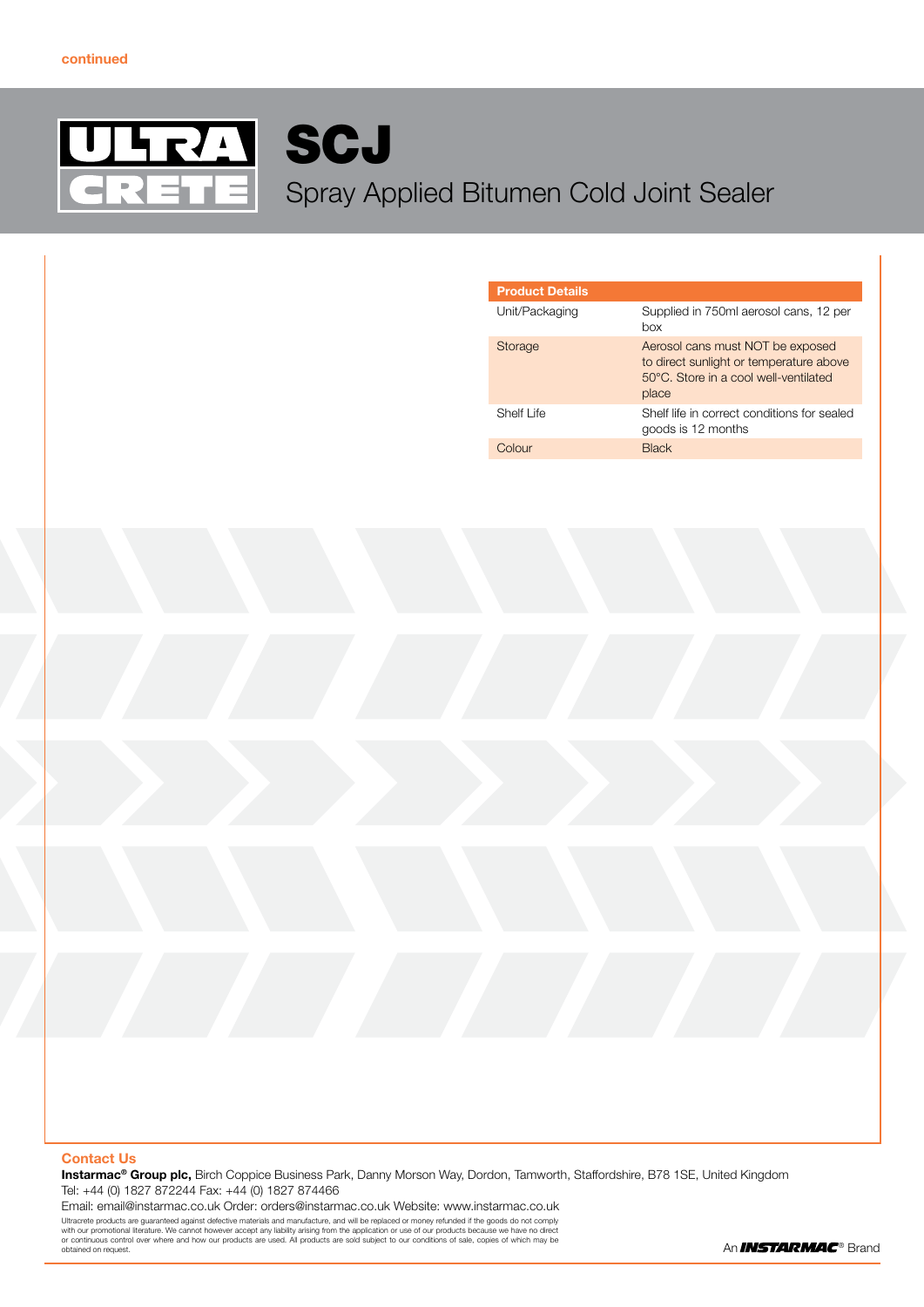continued

# SCJ

## Spray Applied Bitumen Cold Joint Sealer

| Product Details | |
|---|---|
| Unit/Packaging | Supplied in 750ml aerosol cans, 12 per box |
| Storage | Aerosol cans must NOT be exposed to direct sunlight or temperature above 50°C. Store in a cool well-ventilated place |
| Shelf Life | Shelf life in correct conditions for sealed goods is 12 months |
| Colour | Black |

## Contact Us

**Instarmac® Group plc,** Birch Coppice Business Park, Danny Morson Way, Dordon, Tamworth, Staffordshire, B78 1SE, United Kingdom
Tel: +44 (0) 1827 872244 Fax: +44 (0) 1827 874466
Email: email@instarmac.co.uk Order: orders@instarmac.co.uk Website: www.instarmac.co.uk

Ultracrete products are guaranteed against defective materials and manufacture, and will be replaced or money refunded if the goods do not comply with our promotional literature. We cannot however accept any liability arising from the application or use of our products because we have no direct or continuous control over where and how our products are used. All products are sold subject to our conditions of sale, copies of which may be obtained on request.

An **INSTARMAC®** Brand